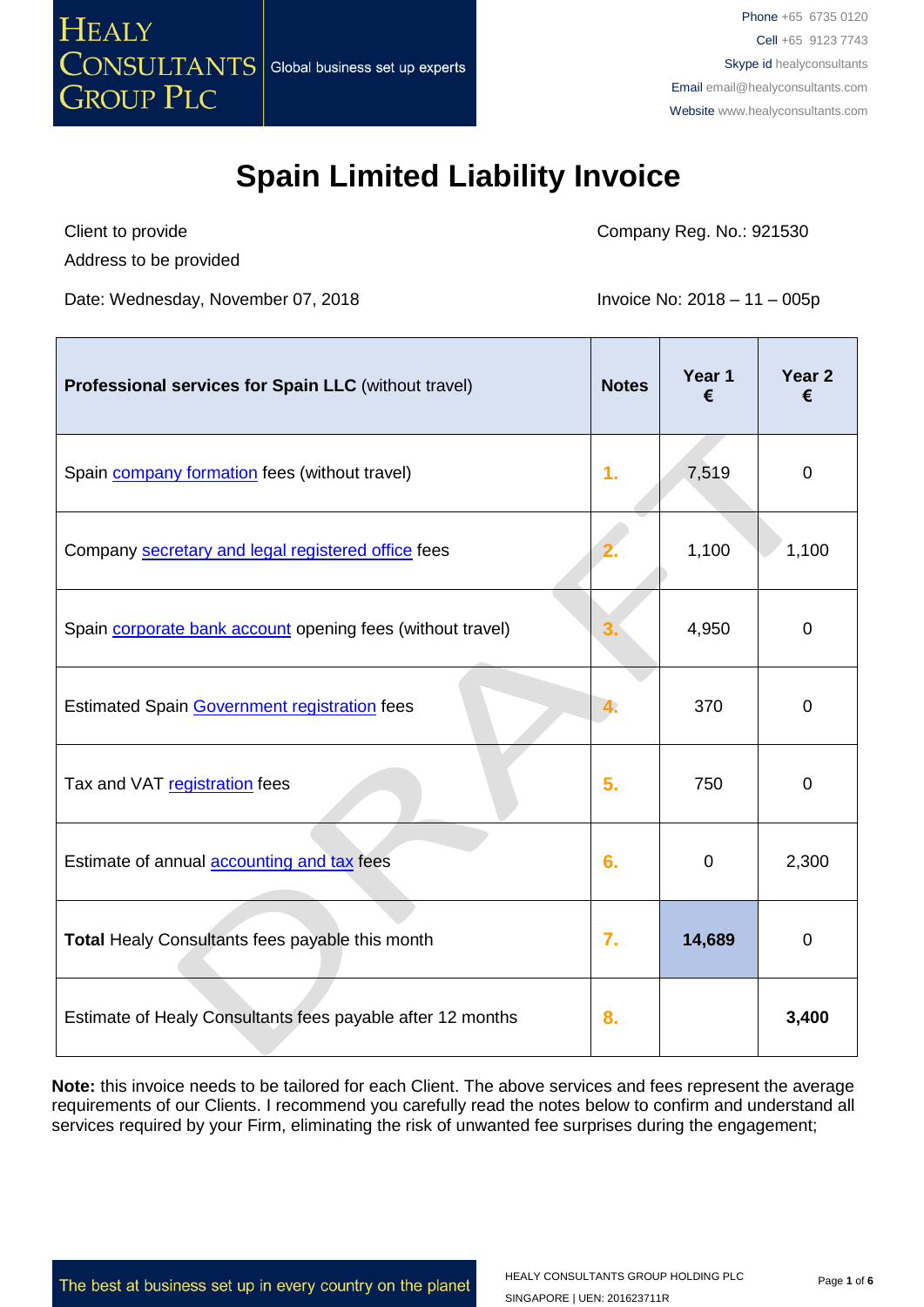# Spain Limited Liability Invoice

Client to provide
Address to be provided

Company Reg. No.: 921530

Date: Wednesday, November 07, 2018

Invoice No: 2018 – 11 – 005p

| Professional services for Spain LLC (without travel) | Notes | Year 1 € | Year 2 € |
|---|---|---|---|
| Spain company formation fees (without travel) | 1. | 7,519 | 0 |
| Company secretary and legal registered office fees | 2. | 1,100 | 1,100 |
| Spain corporate bank account opening fees (without travel) | 3. | 4,950 | 0 |
| Estimated Spain Government registration fees | 4. | 370 | 0 |
| Tax and VAT registration fees | 5. | 750 | 0 |
| Estimate of annual accounting and tax fees | 6. | 0 | 2,300 |
| **Total** Healy Consultants fees payable this month | 7. | **14,689** | 0 |
| Estimate of Healy Consultants fees payable after 12 months | 8. | | **3,400** |

**Note:** this invoice needs to be tailored for each Client. The above services and fees represent the average requirements of our Clients. I recommend you carefully read the notes below to confirm and understand all services required by your Firm, eliminating the risk of unwanted fee surprises during the engagement;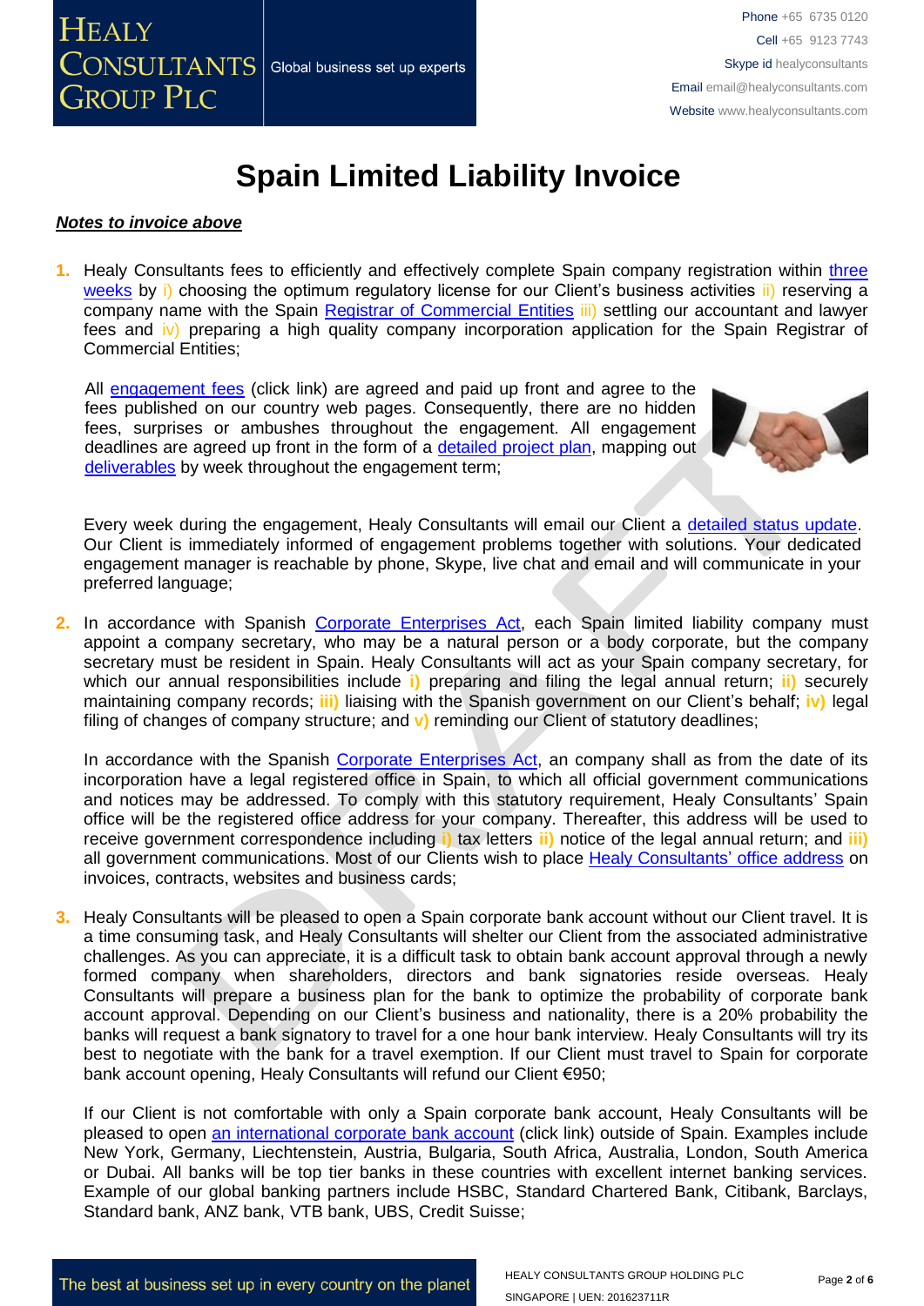# Spain Limited Liability Invoice

***Notes to invoice above***

1. Healy Consultants fees to efficiently and effectively complete Spain company registration within three weeks by i) choosing the optimum regulatory license for our Client's business activities ii) reserving a company name with the Spain Registrar of Commercial Entities iii) settling our accountant and lawyer fees and iv) preparing a high quality company incorporation application for the Spain Registrar of Commercial Entities;

   All engagement fees (click link) are agreed and paid up front and agree to the fees published on our country web pages. Consequently, there are no hidden fees, surprises or ambushes throughout the engagement. All engagement deadlines are agreed up front in the form of a detailed project plan, mapping out deliverables by week throughout the engagement term;

   Every week during the engagement, Healy Consultants will email our Client a detailed status update. Our Client is immediately informed of engagement problems together with solutions. Your dedicated engagement manager is reachable by phone, Skype, live chat and email and will communicate in your preferred language;

2. In accordance with Spanish Corporate Enterprises Act, each Spain limited liability company must appoint a company secretary, who may be a natural person or a body corporate, but the company secretary must be resident in Spain. Healy Consultants will act as your Spain company secretary, for which our annual responsibilities include **i)** preparing and filing the legal annual return; **ii)** securely maintaining company records; **iii)** liaising with the Spanish government on our Client's behalf; **iv)** legal filing of changes of company structure; and **v)** reminding our Client of statutory deadlines;

   In accordance with the Spanish Corporate Enterprises Act, an company shall as from the date of its incorporation have a legal registered office in Spain, to which all official government communications and notices may be addressed. To comply with this statutory requirement, Healy Consultants' Spain office will be the registered office address for your company. Thereafter, this address will be used to receive government correspondence including **i)** tax letters **ii)** notice of the legal annual return; and **iii)** all government communications. Most of our Clients wish to place Healy Consultants' office address on invoices, contracts, websites and business cards;

3. Healy Consultants will be pleased to open a Spain corporate bank account without our Client travel. It is a time consuming task, and Healy Consultants will shelter our Client from the associated administrative challenges. As you can appreciate, it is a difficult task to obtain bank account approval through a newly formed company when shareholders, directors and bank signatories reside overseas. Healy Consultants will prepare a business plan for the bank to optimize the probability of corporate bank account approval. Depending on our Client's business and nationality, there is a 20% probability the banks will request a bank signatory to travel for a one hour bank interview. Healy Consultants will try its best to negotiate with the bank for a travel exemption. If our Client must travel to Spain for corporate bank account opening, Healy Consultants will refund our Client €950;

   If our Client is not comfortable with only a Spain corporate bank account, Healy Consultants will be pleased to open an international corporate bank account (click link) outside of Spain. Examples include New York, Germany, Liechtenstein, Austria, Bulgaria, South Africa, Australia, London, South America or Dubai. All banks will be top tier banks in these countries with excellent internet banking services. Example of our global banking partners include HSBC, Standard Chartered Bank, Citibank, Barclays, Standard bank, ANZ bank, VTB bank, UBS, Credit Suisse;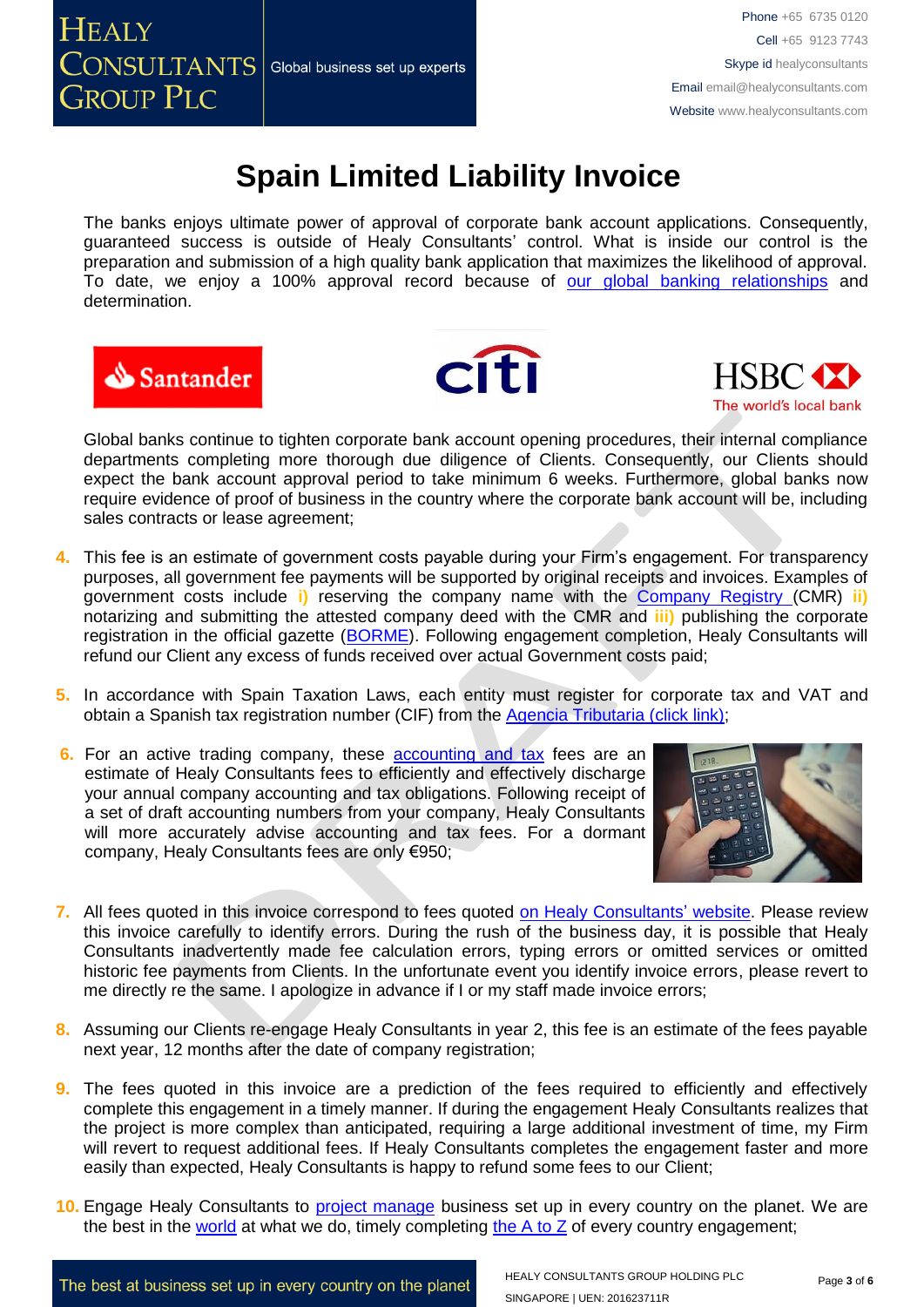# Spain Limited Liability Invoice

The banks enjoys ultimate power of approval of corporate bank account applications. Consequently, guaranteed success is outside of Healy Consultants' control. What is inside our control is the preparation and submission of a high quality bank application that maximizes the likelihood of approval. To date, we enjoy a 100% approval record because of our global banking relationships and determination.

Global banks continue to tighten corporate bank account opening procedures, their internal compliance departments completing more thorough due diligence of Clients. Consequently, our Clients should expect the bank account approval period to take minimum 6 weeks. Furthermore, global banks now require evidence of proof of business in the country where the corporate bank account will be, including sales contracts or lease agreement;

4. This fee is an estimate of government costs payable during your Firm's engagement. For transparency purposes, all government fee payments will be supported by original receipts and invoices. Examples of government costs include **i)** reserving the company name with the Company Registry (CMR) **ii)** notarizing and submitting the attested company deed with the CMR and **iii)** publishing the corporate registration in the official gazette (BORME). Following engagement completion, Healy Consultants will refund our Client any excess of funds received over actual Government costs paid;

5. In accordance with Spain Taxation Laws, each entity must register for corporate tax and VAT and obtain a Spanish tax registration number (CIF) from the Agencia Tributaria (click link);

6. For an active trading company, these accounting and tax fees are an estimate of Healy Consultants fees to efficiently and effectively discharge your annual company accounting and tax obligations. Following receipt of a set of draft accounting numbers from your company, Healy Consultants will more accurately advise accounting and tax fees. For a dormant company, Healy Consultants fees are only €950;

7. All fees quoted in this invoice correspond to fees quoted on Healy Consultants' website. Please review this invoice carefully to identify errors. During the rush of the business day, it is possible that Healy Consultants inadvertently made fee calculation errors, typing errors or omitted services or omitted historic fee payments from Clients. In the unfortunate event you identify invoice errors, please revert to me directly re the same. I apologize in advance if I or my staff made invoice errors;

8. Assuming our Clients re-engage Healy Consultants in year 2, this fee is an estimate of the fees payable next year, 12 months after the date of company registration;

9. The fees quoted in this invoice are a prediction of the fees required to efficiently and effectively complete this engagement in a timely manner. If during the engagement Healy Consultants realizes that the project is more complex than anticipated, requiring a large additional investment of time, my Firm will revert to request additional fees. If Healy Consultants completes the engagement faster and more easily than expected, Healy Consultants is happy to refund some fees to our Client;

10. Engage Healy Consultants to project manage business set up in every country on the planet. We are the best in the world at what we do, timely completing the A to Z of every country engagement;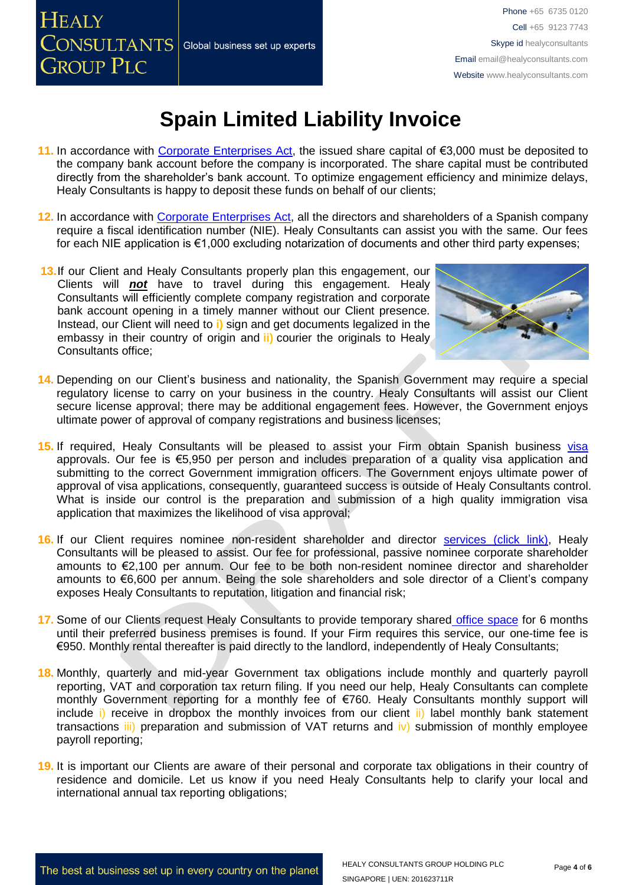# Spain Limited Liability Invoice

11. In accordance with Corporate Enterprises Act, the issued share capital of €3,000 must be deposited to the company bank account before the company is incorporated. The share capital must be contributed directly from the shareholder's bank account. To optimize engagement efficiency and minimize delays, Healy Consultants is happy to deposit these funds on behalf of our clients;

12. In accordance with Corporate Enterprises Act, all the directors and shareholders of a Spanish company require a fiscal identification number (NIE). Healy Consultants can assist you with the same. Our fees for each NIE application is €1,000 excluding notarization of documents and other third party expenses;

13. If our Client and Healy Consultants properly plan this engagement, our Clients will ***not*** have to travel during this engagement. Healy Consultants will efficiently complete company registration and corporate bank account opening in a timely manner without our Client presence. Instead, our Client will need to i) sign and get documents legalized in the embassy in their country of origin and ii) courier the originals to Healy Consultants office;

14. Depending on our Client's business and nationality, the Spanish Government may require a special regulatory license to carry on your business in the country. Healy Consultants will assist our Client secure license approval; there may be additional engagement fees. However, the Government enjoys ultimate power of approval of company registrations and business licenses;

15. If required, Healy Consultants will be pleased to assist your Firm obtain Spanish business visa approvals. Our fee is €5,950 per person and includes preparation of a quality visa application and submitting to the correct Government immigration officers. The Government enjoys ultimate power of approval of visa applications, consequently, guaranteed success is outside of Healy Consultants control. What is inside our control is the preparation and submission of a high quality immigration visa application that maximizes the likelihood of visa approval;

16. If our Client requires nominee non-resident shareholder and director services (click link), Healy Consultants will be pleased to assist. Our fee for professional, passive nominee corporate shareholder amounts to €2,100 per annum. Our fee to be both non-resident nominee director and shareholder amounts to €6,600 per annum. Being the sole shareholders and sole director of a Client's company exposes Healy Consultants to reputation, litigation and financial risk;

17. Some of our Clients request Healy Consultants to provide temporary shared office space for 6 months until their preferred business premises is found. If your Firm requires this service, our one-time fee is €950. Monthly rental thereafter is paid directly to the landlord, independently of Healy Consultants;

18. Monthly, quarterly and mid-year Government tax obligations include monthly and quarterly payroll reporting, VAT and corporation tax return filing. If you need our help, Healy Consultants can complete monthly Government reporting for a monthly fee of €760. Healy Consultants monthly support will include i) receive in dropbox the monthly invoices from our client ii) label monthly bank statement transactions iii) preparation and submission of VAT returns and iv) submission of monthly employee payroll reporting;

19. It is important our Clients are aware of their personal and corporate tax obligations in their country of residence and domicile. Let us know if you need Healy Consultants help to clarify your local and international annual tax reporting obligations;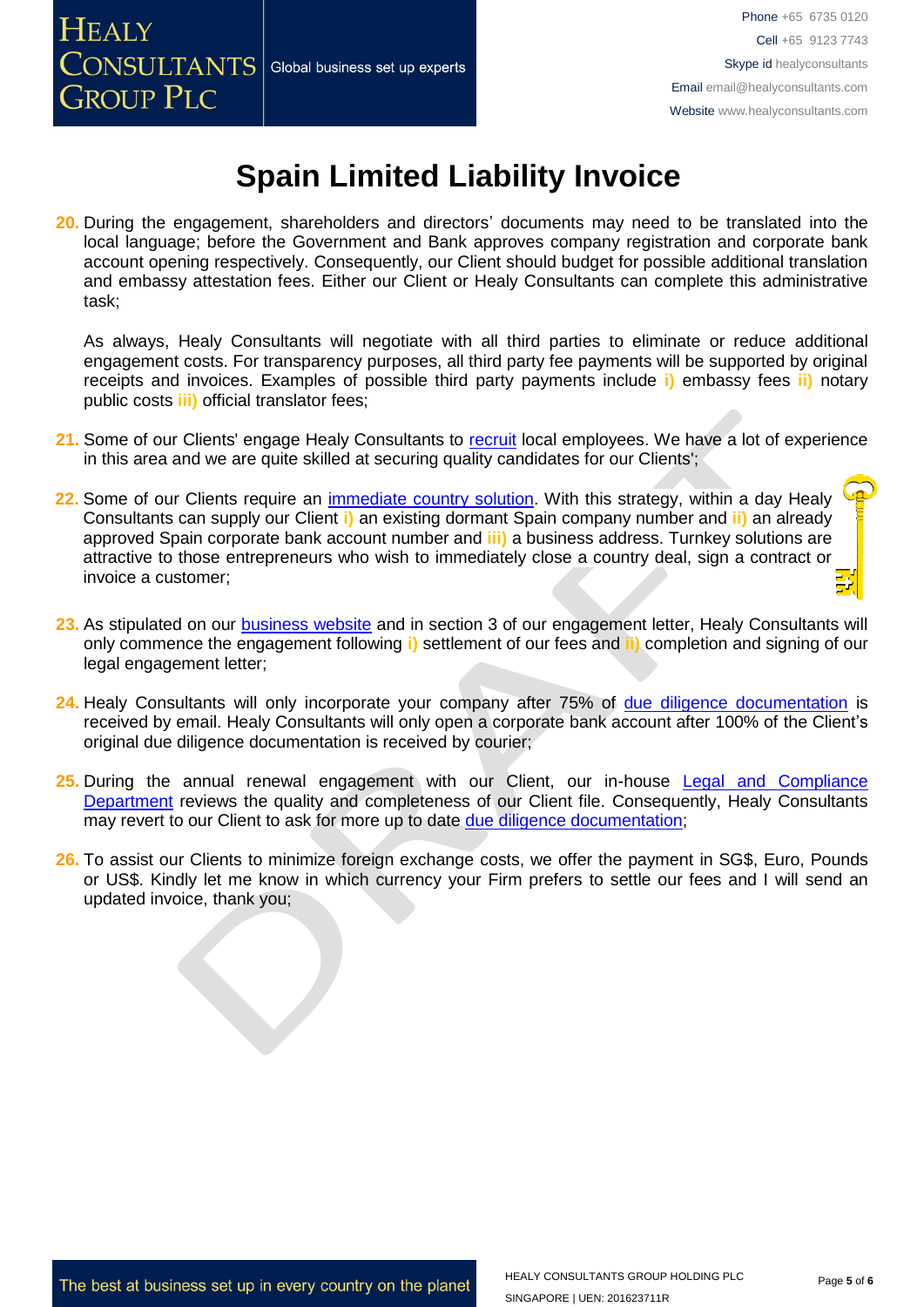# Spain Limited Liability Invoice

20. During the engagement, shareholders and directors' documents may need to be translated into the local language; before the Government and Bank approves company registration and corporate bank account opening respectively. Consequently, our Client should budget for possible additional translation and embassy attestation fees. Either our Client or Healy Consultants can complete this administrative task;

    As always, Healy Consultants will negotiate with all third parties to eliminate or reduce additional engagement costs. For transparency purposes, all third party fee payments will be supported by original receipts and invoices. Examples of possible third party payments include **i)** embassy fees **ii)** notary public costs **iii)** official translator fees;

21. Some of our Clients' engage Healy Consultants to recruit local employees. We have a lot of experience in this area and we are quite skilled at securing quality candidates for our Clients';

22. Some of our Clients require an immediate country solution. With this strategy, within a day Healy Consultants can supply our Client **i)** an existing dormant Spain company number and **ii)** an already approved Spain corporate bank account number and **iii)** a business address. Turnkey solutions are attractive to those entrepreneurs who wish to immediately close a country deal, sign a contract or invoice a customer;

23. As stipulated on our business website and in section 3 of our engagement letter, Healy Consultants will only commence the engagement following **i)** settlement of our fees and **ii)** completion and signing of our legal engagement letter;

24. Healy Consultants will only incorporate your company after 75% of due diligence documentation is received by email. Healy Consultants will only open a corporate bank account after 100% of the Client's original due diligence documentation is received by courier;

25. During the annual renewal engagement with our Client, our in-house Legal and Compliance Department reviews the quality and completeness of our Client file. Consequently, Healy Consultants may revert to our Client to ask for more up to date due diligence documentation;

26. To assist our Clients to minimize foreign exchange costs, we offer the payment in SG$, Euro, Pounds or US$. Kindly let me know in which currency your Firm prefers to settle our fees and I will send an updated invoice, thank you;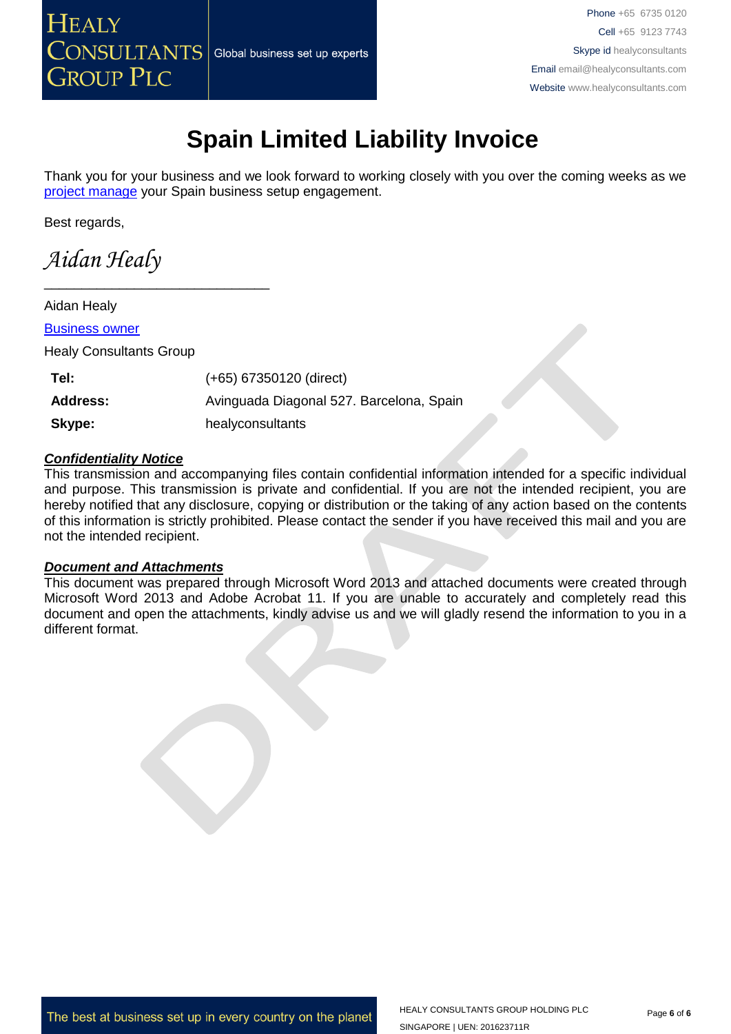# Spain Limited Liability Invoice

Thank you for your business and we look forward to working closely with you over the coming weeks as we project manage your Spain business setup engagement.

Best regards,

*Aidan Healy*

_____________________________

Aidan Healy

Business owner

Healy Consultants Group

| | |
|---|---|
| **Tel:** | (+65) 67350120 (direct) |
| **Address:** | Avinguada Diagonal 527. Barcelona, Spain |
| **Skype:** | healyconsultants |

***Confidentiality Notice***

This transmission and accompanying files contain confidential information intended for a specific individual and purpose. This transmission is private and confidential. If you are not the intended recipient, you are hereby notified that any disclosure, copying or distribution or the taking of any action based on the contents of this information is strictly prohibited. Please contact the sender if you have received this mail and you are not the intended recipient.

***Document and Attachments***

This document was prepared through Microsoft Word 2013 and attached documents were created through Microsoft Word 2013 and Adobe Acrobat 11. If you are unable to accurately and completely read this document and open the attachments, kindly advise us and we will gladly resend the information to you in a different format.